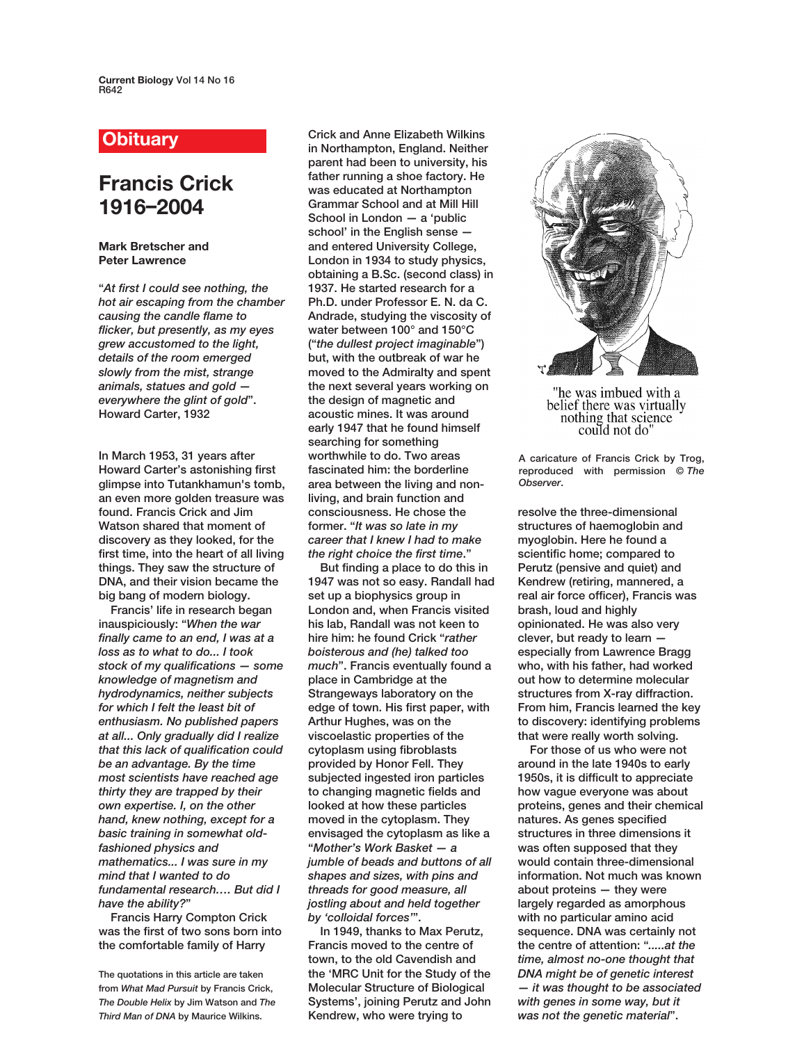# Obituary

## Francis Crick 1916–2004

**Mark Bretscher and Peter Lawrence**

***"At first I could see nothing, the hot air escaping from the chamber causing the candle flame to flicker, but presently, as my eyes grew accustomed to the light, details of the room emerged slowly from the mist, strange animals, statues and gold — everywhere the glint of gold".*** **Howard Carter, 1932**

In March 1953, 31 years after Howard Carter's astonishing first glimpse into Tutankhamun's tomb, an even more golden treasure was found. Francis Crick and Jim Watson shared that moment of discovery as they looked, for the first time, into the heart of all living things. They saw the structure of DNA, and their vision became the big bang of modern biology.

Francis' life in research began inauspiciously: "*When the war finally came to an end, I was at a loss as to what to do... I took stock of my qualifications — some knowledge of magnetism and hydrodynamics, neither subjects for which I felt the least bit of enthusiasm. No published papers at all... Only gradually did I realize that this lack of qualification could be an advantage. By the time most scientists have reached age thirty they are trapped by their own expertise. I, on the other hand, knew nothing, except for a basic training in somewhat old-fashioned physics and mathematics... I was sure in my mind that I wanted to do fundamental research.... But did I have the ability?*"

Francis Harry Compton Crick was the first of two sons born into the comfortable family of Harry Crick and Anne Elizabeth Wilkins in Northampton, England. Neither parent had been to university, his father running a shoe factory. He was educated at Northampton Grammar School and at Mill Hill School in London — a 'public school' in the English sense — and entered University College, London in 1934 to study physics, obtaining a B.Sc. (second class) in 1937. He started research for a Ph.D. under Professor E. N. da C. Andrade, studying the viscosity of water between 100° and 150°C ("*the dullest project imaginable*") but, with the outbreak of war he moved to the Admiralty and spent the next several years working on the design of magnetic and acoustic mines. It was around early 1947 that he found himself searching for something worthwhile to do. Two areas fascinated him: the borderline area between the living and non-living, and brain function and consciousness. He chose the former. "*It was so late in my career that I knew I had to make the right choice the first time.*"

But finding a place to do this in 1947 was not so easy. Randall had set up a biophysics group in London and, when Francis visited his lab, Randall was not keen to hire him: he found Crick "*rather boisterous and (he) talked too much*". Francis eventually found a place in Cambridge at the Strangeways laboratory on the edge of town. His first paper, with Arthur Hughes, was on the viscoelastic properties of the cytoplasm using fibroblasts provided by Honor Fell. They subjected ingested iron particles to changing magnetic fields and looked at how these particles moved in the cytoplasm. They envisaged the cytoplasm as like a "*Mother's Work Basket — a jumble of beads and buttons of all shapes and sizes, with pins and threads for good measure, all jostling about and held together by 'colloidal forces'*".

In 1949, thanks to Max Perutz, Francis moved to the centre of town, to the old Cavendish and the 'MRC Unit for the Study of the Molecular Structure of Biological Systems', joining Perutz and John Kendrew, who were trying to resolve the three-dimensional structures of haemoglobin and myoglobin. Here he found a scientific home; compared to Perutz (pensive and quiet) and Kendrew (retiring, mannered, a real air force officer), Francis was brash, loud and highly opinionated. He was also very clever, but ready to learn — especially from Lawrence Bragg who, with his father, had worked out how to determine molecular structures from X-ray diffraction. From him, Francis learned the key to discovery: identifying problems that were really worth solving.

For those of us who were not around in the late 1940s to early 1950s, it is difficult to appreciate how vague everyone was about proteins, genes and their chemical natures. As genes specified structures in three dimensions it was often supposed that they would contain three-dimensional information. Not much was known about proteins — they were largely regarded as amorphous with no particular amino acid sequence. DNA was certainly not the centre of attention: "*.....at the time, almost no-one thought that DNA might be of genetic interest — it was thought to be associated with genes in some way, but it was not the genetic material*".

"he was imbued with a belief there was virtually nothing that science could not do"

A caricature of Francis Crick by Trog, reproduced with permission © *The Observer*.

The quotations in this article are taken from *What Mad Pursuit* by Francis Crick, *The Double Helix* by Jim Watson and *The Third Man of DNA* by Maurice Wilkins.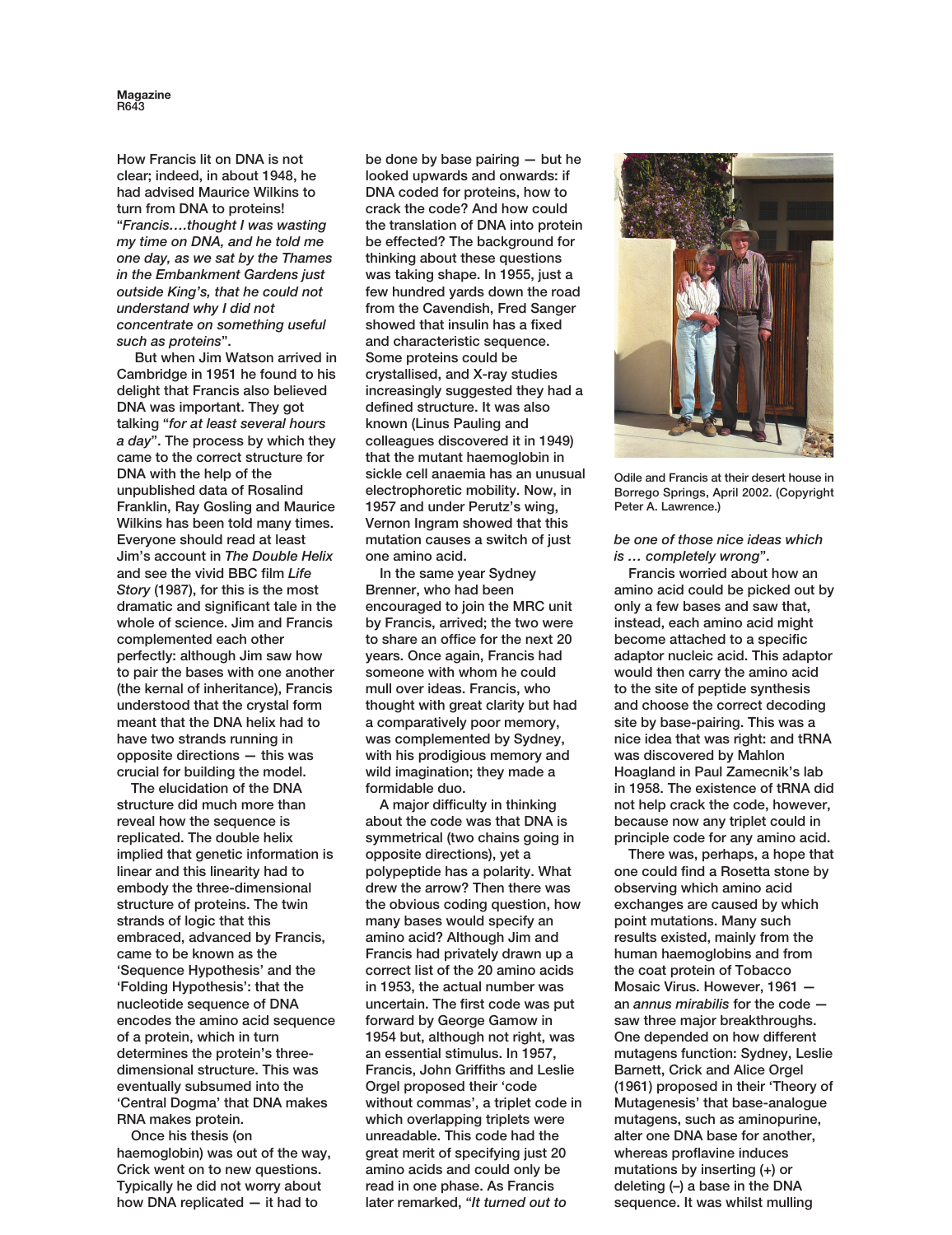How Francis lit on DNA is not clear; indeed, in about 1948, he had advised Maurice Wilkins to turn from DNA to proteins! "*Francis….thought I was wasting my time on DNA, and he told me one day, as we sat by the Thames in the Embankment Gardens just outside King's, that he could not understand why I did not concentrate on something useful such as proteins*".

But when Jim Watson arrived in Cambridge in 1951 he found to his delight that Francis also believed DNA was important. They got talking "*for at least several hours a day*". The process by which they came to the correct structure for DNA with the help of the unpublished data of Rosalind Franklin, Ray Gosling and Maurice Wilkins has been told many times. Everyone should read at least Jim's account in *The Double Helix* and see the vivid BBC film *Life Story* (1987), for this is the most dramatic and significant tale in the whole of science. Jim and Francis complemented each other perfectly: although Jim saw how to pair the bases with one another (the kernal of inheritance), Francis understood that the crystal form meant that the DNA helix had to have two strands running in opposite directions — this was crucial for building the model.

The elucidation of the DNA structure did much more than reveal how the sequence is replicated. The double helix implied that genetic information is linear and this linearity had to embody the three-dimensional structure of proteins. The twin strands of logic that this embraced, advanced by Francis, came to be known as the 'Sequence Hypothesis' and the 'Folding Hypothesis': that the nucleotide sequence of DNA encodes the amino acid sequence of a protein, which in turn determines the protein's three-dimensional structure. This was eventually subsumed into the 'Central Dogma' that DNA makes RNA makes protein.

Once his thesis (on haemoglobin) was out of the way, Crick went on to new questions. Typically he did not worry about how DNA replicated — it had to be done by base pairing — but he looked upwards and onwards: if DNA coded for proteins, how to crack the code? And how could the translation of DNA into protein be effected? The background for thinking about these questions was taking shape. In 1955, just a few hundred yards down the road from the Cavendish, Fred Sanger showed that insulin has a fixed and characteristic sequence. Some proteins could be crystallised, and X-ray studies increasingly suggested they had a defined structure. It was also known (Linus Pauling and colleagues discovered it in 1949) that the mutant haemoglobin in sickle cell anaemia has an unusual electrophoretic mobility. Now, in 1957 and under Perutz's wing, Vernon Ingram showed that this mutation causes a switch of just one amino acid.

In the same year Sydney Brenner, who had been encouraged to join the MRC unit by Francis, arrived; the two were to share an office for the next 20 years. Once again, Francis had someone with whom he could mull over ideas. Francis, who thought with great clarity but had a comparatively poor memory, was complemented by Sydney, with his prodigious memory and wild imagination; they made a formidable duo.

A major difficulty in thinking about the code was that DNA is symmetrical (two chains going in opposite directions), yet a polypeptide has a polarity. What drew the arrow? Then there was the obvious coding question, how many bases would specify an amino acid? Although Jim and Francis had privately drawn up a correct list of the 20 amino acids in 1953, the actual number was uncertain. The first code was put forward by George Gamow in 1954 but, although not right, was an essential stimulus. In 1957, Francis, John Griffiths and Leslie Orgel proposed their 'code without commas', a triplet code in which overlapping triplets were unreadable. This code had the great merit of specifying just 20 amino acids and could only be read in one phase. As Francis later remarked, "*It turned out to be one of those nice ideas which is … completely wrong*".

Odile and Francis at their desert house in Borrego Springs, April 2002. (Copyright Peter A. Lawrence.)

Francis worried about how an amino acid could be picked out by only a few bases and saw that, instead, each amino acid might become attached to a specific adaptor nucleic acid. This adaptor would then carry the amino acid to the site of peptide synthesis and choose the correct decoding site by base-pairing. This was a nice idea that was right: and tRNA was discovered by Mahlon Hoagland in Paul Zamecnik's lab in 1958. The existence of tRNA did not help crack the code, however, because now any triplet could in principle code for any amino acid.

There was, perhaps, a hope that one could find a Rosetta stone by observing which amino acid exchanges are caused by which point mutations. Many such results existed, mainly from the human haemoglobins and from the coat protein of Tobacco Mosaic Virus. However, 1961 — an *annus mirabilis* for the code — saw three major breakthroughs. One depended on how different mutagens function: Sydney, Leslie Barnett, Crick and Alice Orgel (1961) proposed in their 'Theory of Mutagenesis' that base-analogue mutagens, such as aminopurine, alter one DNA base for another, whereas proflavine induces mutations by inserting (+) or deleting (–) a base in the DNA sequence. It was whilst mulling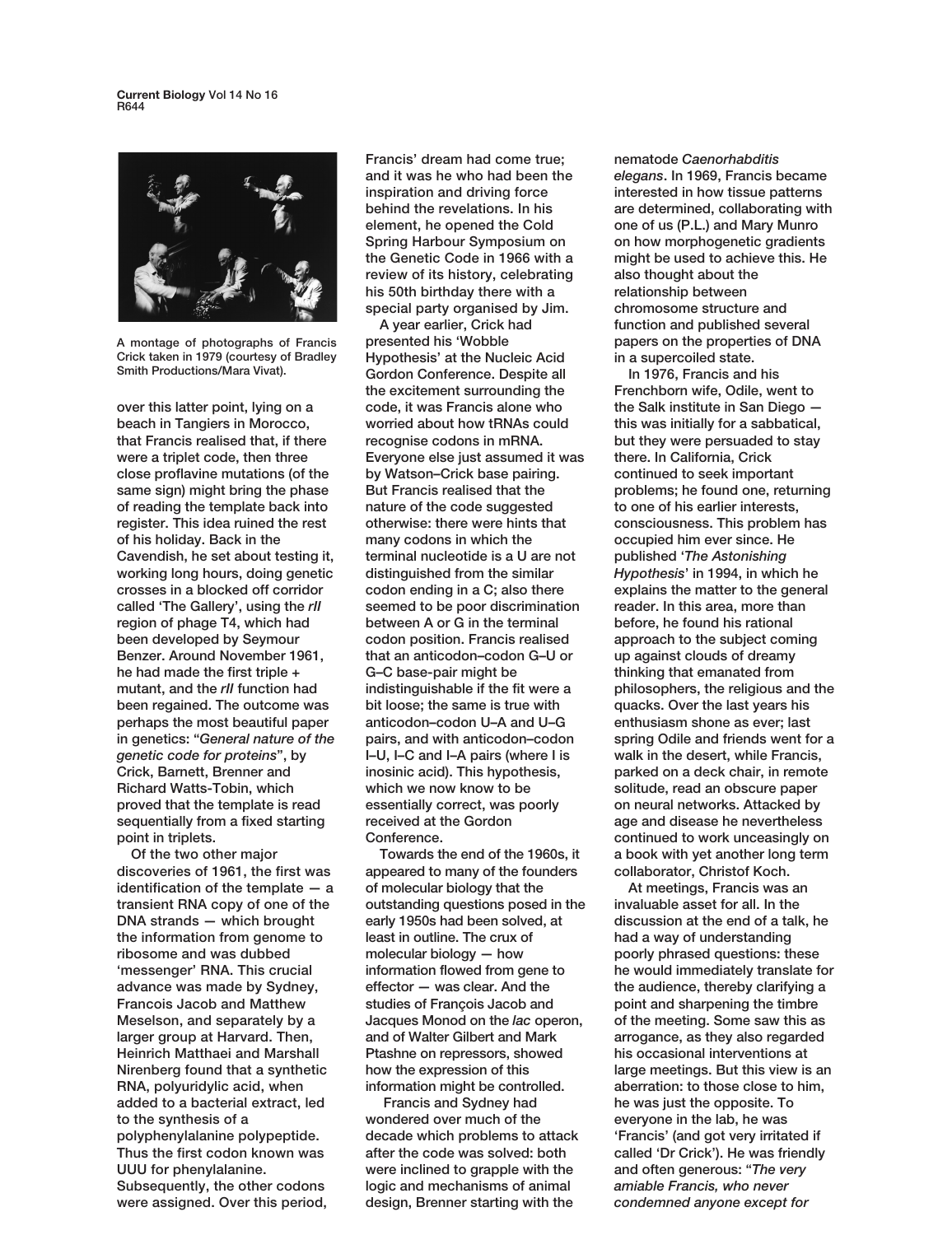A montage of photographs of Francis Crick taken in 1979 (courtesy of Bradley Smith Productions/Mara Vivat).

over this latter point, lying on a beach in Tangiers in Morocco, that Francis realised that, if there were a triplet code, then three close proflavine mutations (of the same sign) might bring the phase of reading the template back into register. This idea ruined the rest of his holiday. Back in the Cavendish, he set about testing it, working long hours, doing genetic crosses in a blocked off corridor called 'The Gallery', using the *rII* region of phage T4, which had been developed by Seymour Benzer. Around November 1961, he had made the first triple + mutant, and the *rII* function had been regained. The outcome was perhaps the most beautiful paper in genetics: "*General nature of the genetic code for proteins*", by Crick, Barnett, Brenner and Richard Watts-Tobin, which proved that the template is read sequentially from a fixed starting point in triplets.

Of the two other major discoveries of 1961, the first was identification of the template — a transient RNA copy of one of the DNA strands — which brought the information from genome to ribosome and was dubbed 'messenger' RNA. This crucial advance was made by Sydney, Francois Jacob and Matthew Meselson, and separately by a larger group at Harvard. Then, Heinrich Matthaei and Marshall Nirenberg found that a synthetic RNA, polyuridylic acid, when added to a bacterial extract, led to the synthesis of a polyphenylalanine polypeptide. Thus the first codon known was UUU for phenylalanine. Subsequently, the other codons were assigned. Over this period, Francis' dream had come true; and it was he who had been the inspiration and driving force behind the revelations. In his element, he opened the Cold Spring Harbour Symposium on the Genetic Code in 1966 with a review of its history, celebrating his 50th birthday there with a special party organised by Jim.

A year earlier, Crick had presented his 'Wobble Hypothesis' at the Nucleic Acid Gordon Conference. Despite all the excitement surrounding the code, it was Francis alone who worried about how tRNAs could recognise codons in mRNA. Everyone else just assumed it was by Watson–Crick base pairing. But Francis realised that the nature of the code suggested otherwise: there were hints that many codons in which the terminal nucleotide is a U are not distinguished from the similar codon ending in a C; also there seemed to be poor discrimination between A or G in the terminal codon position. Francis realised that an anticodon–codon G–U or G–C base-pair might be indistinguishable if the fit were a bit loose; the same is true with anticodon–codon U–A and U–G pairs, and with anticodon–codon I–U, I–C and I–A pairs (where I is inosinic acid). This hypothesis, which we now know to be essentially correct, was poorly received at the Gordon Conference.

Towards the end of the 1960s, it appeared to many of the founders of molecular biology that the outstanding questions posed in the early 1950s had been solved, at least in outline. The crux of molecular biology — how information flowed from gene to effector — was clear. And the studies of François Jacob and Jacques Monod on the *lac* operon, and of Walter Gilbert and Mark Ptashne on repressors, showed how the expression of this information might be controlled.

Francis and Sydney had wondered over much of the decade which problems to attack after the code was solved: both were inclined to grapple with the logic and mechanisms of animal design, Brenner starting with the nematode *Caenorhabditis elegans*. In 1969, Francis became interested in how tissue patterns are determined, collaborating with one of us (P.L.) and Mary Munro on how morphogenetic gradients might be used to achieve this. He also thought about the relationship between chromosome structure and function and published several papers on the properties of DNA in a supercoiled state.

In 1976, Francis and his Frenchborn wife, Odile, went to the Salk institute in San Diego — this was initially for a sabbatical, but they were persuaded to stay there. In California, Crick continued to seek important problems; he found one, returning to one of his earlier interests, consciousness. This problem has occupied him ever since. He published '*The Astonishing Hypothesis*' in 1994, in which he explains the matter to the general reader. In this area, more than before, he found his rational approach to the subject coming up against clouds of dreamy thinking that emanated from philosophers, the religious and the quacks. Over the last years his enthusiasm shone as ever; last spring Odile and friends went for a walk in the desert, while Francis, parked on a deck chair, in remote solitude, read an obscure paper on neural networks. Attacked by age and disease he nevertheless continued to work unceasingly on a book with yet another long term collaborator, Christof Koch.

At meetings, Francis was an invaluable asset for all. In the discussion at the end of a talk, he had a way of understanding poorly phrased questions: these he would immediately translate for the audience, thereby clarifying a point and sharpening the timbre of the meeting. Some saw this as arrogance, as they also regarded his occasional interventions at large meetings. But this view is an aberration: to those close to him, he was just the opposite. To everyone in the lab, he was 'Francis' (and got very irritated if called 'Dr Crick'). He was friendly and often generous: "*The very amiable Francis, who never condemned anyone except for*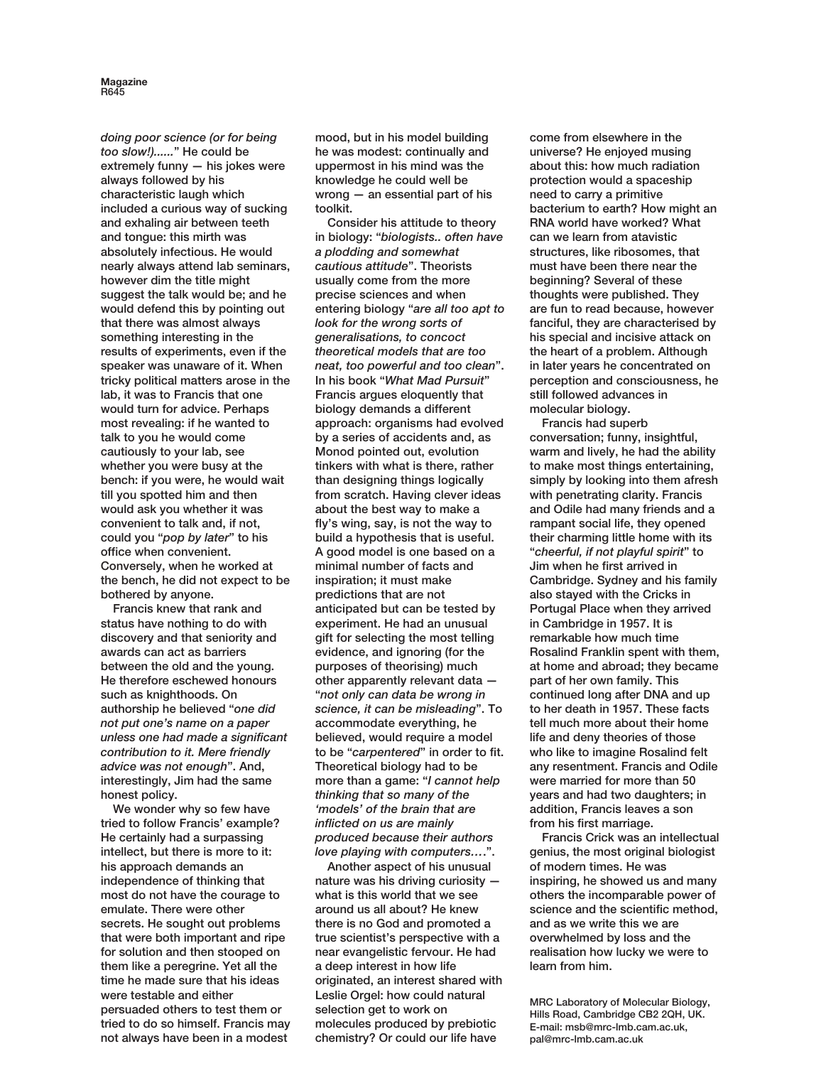*doing poor science (or for being too slow!)......*" He could be extremely funny — his jokes were always followed by his characteristic laugh which included a curious way of sucking and exhaling air between teeth and tongue: this mirth was absolutely infectious. He would nearly always attend lab seminars, however dim the title might suggest the talk would be; and he would defend this by pointing out that there was almost always something interesting in the results of experiments, even if the speaker was unaware of it. When tricky political matters arose in the lab, it was to Francis that one would turn for advice. Perhaps most revealing: if he wanted to talk to you he would come cautiously to your lab, see whether you were busy at the bench: if you were, he would wait till you spotted him and then would ask you whether it was convenient to talk and, if not, could you "*pop by later*" to his office when convenient. Conversely, when he worked at the bench, he did not expect to be bothered by anyone.

Francis knew that rank and status have nothing to do with discovery and that seniority and awards can act as barriers between the old and the young. He therefore eschewed honours such as knighthoods. On authorship he believed "*one did not put one's name on a paper unless one had made a significant contribution to it. Mere friendly advice was not enough*". And, interestingly, Jim had the same honest policy.

We wonder why so few have tried to follow Francis' example? He certainly had a surpassing intellect, but there is more to it: his approach demands an independence of thinking that most do not have the courage to emulate. There were other secrets. He sought out problems that were both important and ripe for solution and then stooped on them like a peregrine. Yet all the time he made sure that his ideas were testable and either persuaded others to test them or tried to do so himself. Francis may not always have been in a modest mood, but in his model building he was modest: continually and uppermost in his mind was the knowledge he could well be wrong — an essential part of his toolkit.

Consider his attitude to theory in biology: "*biologists.. often have a plodding and somewhat cautious attitude*". Theorists usually come from the more precise sciences and when entering biology "*are all too apt to look for the wrong sorts of generalisations, to concoct theoretical models that are too neat, too powerful and too clean*". In his book "*What Mad Pursuit*" Francis argues eloquently that biology demands a different approach: organisms had evolved by a series of accidents and, as Monod pointed out, evolution tinkers with what is there, rather than designing things logically from scratch. Having clever ideas about the best way to make a fly's wing, say, is not the way to build a hypothesis that is useful. A good model is one based on a minimal number of facts and inspiration; it must make predictions that are not anticipated but can be tested by experiment. He had an unusual gift for selecting the most telling evidence, and ignoring (for the purposes of theorising) much other apparently relevant data — "*not only can data be wrong in science, it can be misleading*". To accommodate everything, he believed, would require a model to be "*carpentered*" in order to fit. Theoretical biology had to be more than a game: "*I cannot help thinking that so many of the 'models' of the brain that are inflicted on us are mainly produced because their authors love playing with computers….*".

Another aspect of his unusual nature was his driving curiosity — what is this world that we see around us all about? He knew there is no God and promoted a true scientist's perspective with a near evangelistic fervour. He had a deep interest in how life originated, an interest shared with Leslie Orgel: how could natural selection get to work on molecules produced by prebiotic chemistry? Or could our life have come from elsewhere in the universe? He enjoyed musing about this: how much radiation protection would a spaceship need to carry a primitive bacterium to earth? How might an RNA world have worked? What can we learn from atavistic structures, like ribosomes, that must have been there near the beginning? Several of these thoughts were published. They are fun to read because, however fanciful, they are characterised by his special and incisive attack on the heart of a problem. Although in later years he concentrated on perception and consciousness, he still followed advances in molecular biology.

Francis had superb conversation; funny, insightful, warm and lively, he had the ability to make most things entertaining, simply by looking into them afresh with penetrating clarity. Francis and Odile had many friends and a rampant social life, they opened their charming little home with its "*cheerful, if not playful spirit*" to Jim when he first arrived in Cambridge. Sydney and his family also stayed with the Cricks in Portugal Place when they arrived in Cambridge in 1957. It is remarkable how much time Rosalind Franklin spent with them, at home and abroad; they became part of her own family. This continued long after DNA and up to her death in 1957. These facts tell much more about their home life and deny theories of those who like to imagine Rosalind felt any resentment. Francis and Odile were married for more than 50 years and had two daughters; in addition, Francis leaves a son from his first marriage.

Francis Crick was an intellectual genius, the most original biologist of modern times. He was inspiring, he showed us and many others the incomparable power of science and the scientific method, and as we write this we are overwhelmed by loss and the realisation how lucky we were to learn from him.

MRC Laboratory of Molecular Biology, Hills Road, Cambridge CB2 2QH, UK.
E-mail: msb@mrc-lmb.cam.ac.uk, pal@mrc-lmb.cam.ac.uk